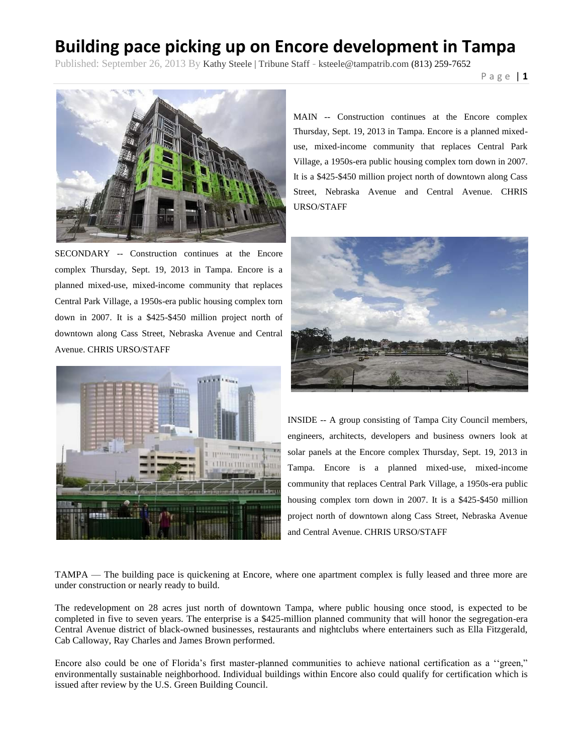# Building pace picking up on Encore development in Tampa

Published: September 26, 2013 By Kathy Steele | Tribune Staff - ksteele@tampatrib.com (813) 259-7652

MAIN -- Construction continues at the Encore complex Thursday, Sept. 19, 2013 in Tampa. Encore is a planned mixed-use, mixed-income community that replaces Central Park Village, a 1950s-era public housing complex torn down in 2007. It is a $425-$450 million project north of downtown along Cass Street, Nebraska Avenue and Central Avenue. CHRIS URSO/STAFF

SECONDARY -- Construction continues at the Encore complex Thursday, Sept. 19, 2013 in Tampa. Encore is a planned mixed-use, mixed-income community that replaces Central Park Village, a 1950s-era public housing complex torn down in 2007. It is a $425-$450 million project north of downtown along Cass Street, Nebraska Avenue and Central Avenue. CHRIS URSO/STAFF

INSIDE -- A group consisting of Tampa City Council members, engineers, architects, developers and business owners look at solar panels at the Encore complex Thursday, Sept. 19, 2013 in Tampa. Encore is a planned mixed-use, mixed-income community that replaces Central Park Village, a 1950s-era public housing complex torn down in 2007. It is a $425-$450 million project north of downtown along Cass Street, Nebraska Avenue and Central Avenue. CHRIS URSO/STAFF

TAMPA — The building pace is quickening at Encore, where one apartment complex is fully leased and three more are under construction or nearly ready to build.

The redevelopment on 28 acres just north of downtown Tampa, where public housing once stood, is expected to be completed in five to seven years. The enterprise is a $425-million planned community that will honor the segregation-era Central Avenue district of black-owned businesses, restaurants and nightclubs where entertainers such as Ella Fitzgerald, Cab Calloway, Ray Charles and James Brown performed.

Encore also could be one of Florida's first master-planned communities to achieve national certification as a ''green,'' environmentally sustainable neighborhood. Individual buildings within Encore also could qualify for certification which is issued after review by the U.S. Green Building Council.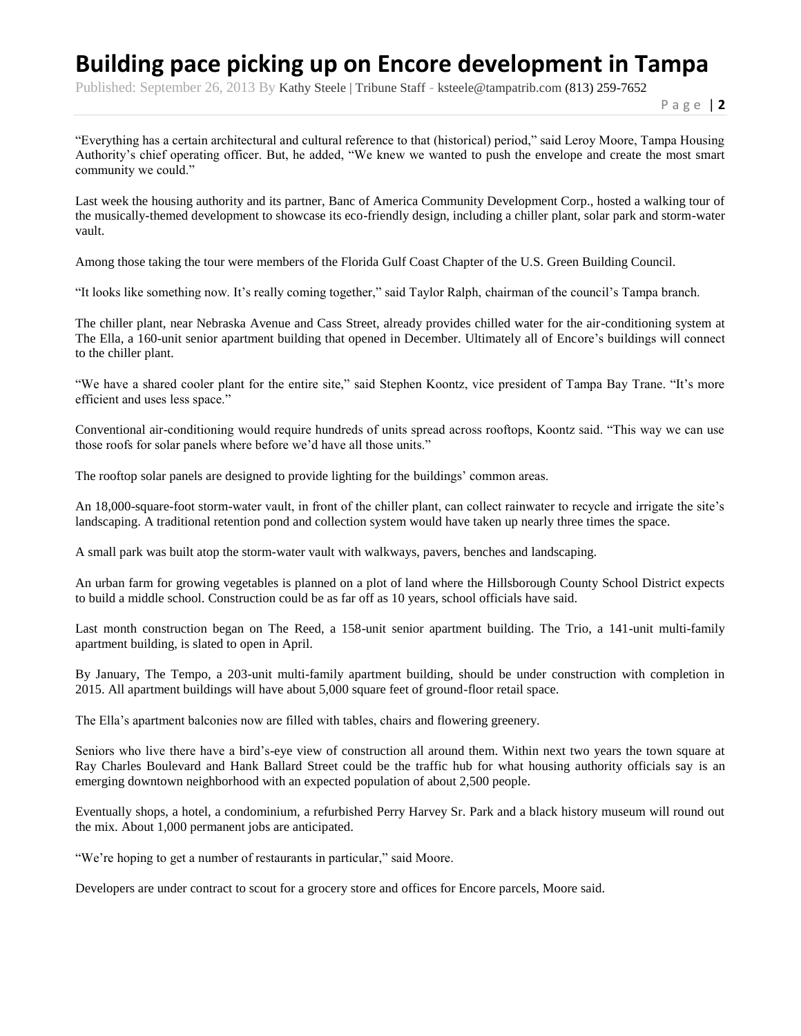"Everything has a certain architectural and cultural reference to that (historical) period," said Leroy Moore, Tampa Housing Authority's chief operating officer. But, he added, "We knew we wanted to push the envelope and create the most smart community we could."

Last week the housing authority and its partner, Banc of America Community Development Corp., hosted a walking tour of the musically-themed development to showcase its eco-friendly design, including a chiller plant, solar park and storm-water vault.

Among those taking the tour were members of the Florida Gulf Coast Chapter of the U.S. Green Building Council.

"It looks like something now. It's really coming together," said Taylor Ralph, chairman of the council's Tampa branch.

The chiller plant, near Nebraska Avenue and Cass Street, already provides chilled water for the air-conditioning system at The Ella, a 160-unit senior apartment building that opened in December. Ultimately all of Encore's buildings will connect to the chiller plant.

"We have a shared cooler plant for the entire site," said Stephen Koontz, vice president of Tampa Bay Trane. "It's more efficient and uses less space."

Conventional air-conditioning would require hundreds of units spread across rooftops, Koontz said. "This way we can use those roofs for solar panels where before we'd have all those units."

The rooftop solar panels are designed to provide lighting for the buildings' common areas.

An 18,000-square-foot storm-water vault, in front of the chiller plant, can collect rainwater to recycle and irrigate the site's landscaping. A traditional retention pond and collection system would have taken up nearly three times the space.

A small park was built atop the storm-water vault with walkways, pavers, benches and landscaping.

An urban farm for growing vegetables is planned on a plot of land where the Hillsborough County School District expects to build a middle school. Construction could be as far off as 10 years, school officials have said.

Last month construction began on The Reed, a 158-unit senior apartment building. The Trio, a 141-unit multi-family apartment building, is slated to open in April.

By January, The Tempo, a 203-unit multi-family apartment building, should be under construction with completion in 2015. All apartment buildings will have about 5,000 square feet of ground-floor retail space.

The Ella's apartment balconies now are filled with tables, chairs and flowering greenery.

Seniors who live there have a bird's-eye view of construction all around them. Within next two years the town square at Ray Charles Boulevard and Hank Ballard Street could be the traffic hub for what housing authority officials say is an emerging downtown neighborhood with an expected population of about 2,500 people.

Eventually shops, a hotel, a condominium, a refurbished Perry Harvey Sr. Park and a black history museum will round out the mix. About 1,000 permanent jobs are anticipated.

"We're hoping to get a number of restaurants in particular," said Moore.

Developers are under contract to scout for a grocery store and offices for Encore parcels, Moore said.